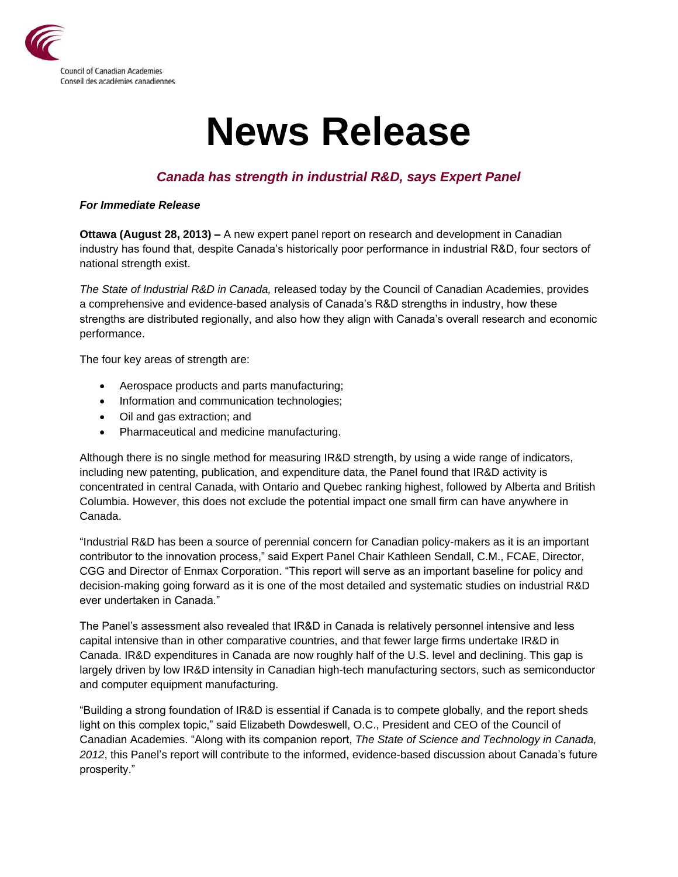Council of Canadian Academies
Conseil des académies canadiennes

# News Release

### *Canada has strength in industrial R&D, says Expert Panel*

***For Immediate Release***

**Ottawa (August 28, 2013) –** A new expert panel report on research and development in Canadian industry has found that, despite Canada's historically poor performance in industrial R&D, four sectors of national strength exist.

*The State of Industrial R&D in Canada,* released today by the Council of Canadian Academies, provides a comprehensive and evidence-based analysis of Canada's R&D strengths in industry, how these strengths are distributed regionally, and also how they align with Canada's overall research and economic performance.

The four key areas of strength are:

- Aerospace products and parts manufacturing;
- Information and communication technologies;
- Oil and gas extraction; and
- Pharmaceutical and medicine manufacturing.

Although there is no single method for measuring IR&D strength, by using a wide range of indicators, including new patenting, publication, and expenditure data, the Panel found that IR&D activity is concentrated in central Canada, with Ontario and Quebec ranking highest, followed by Alberta and British Columbia. However, this does not exclude the potential impact one small firm can have anywhere in Canada.

"Industrial R&D has been a source of perennial concern for Canadian policy-makers as it is an important contributor to the innovation process," said Expert Panel Chair Kathleen Sendall, C.M., FCAE, Director, CGG and Director of Enmax Corporation. "This report will serve as an important baseline for policy and decision-making going forward as it is one of the most detailed and systematic studies on industrial R&D ever undertaken in Canada."

The Panel's assessment also revealed that IR&D in Canada is relatively personnel intensive and less capital intensive than in other comparative countries, and that fewer large firms undertake IR&D in Canada. IR&D expenditures in Canada are now roughly half of the U.S. level and declining. This gap is largely driven by low IR&D intensity in Canadian high-tech manufacturing sectors, such as semiconductor and computer equipment manufacturing.

"Building a strong foundation of IR&D is essential if Canada is to compete globally, and the report sheds light on this complex topic," said Elizabeth Dowdeswell, O.C., President and CEO of the Council of Canadian Academies. "Along with its companion report, *The State of Science and Technology in Canada, 2012*, this Panel's report will contribute to the informed, evidence-based discussion about Canada's future prosperity."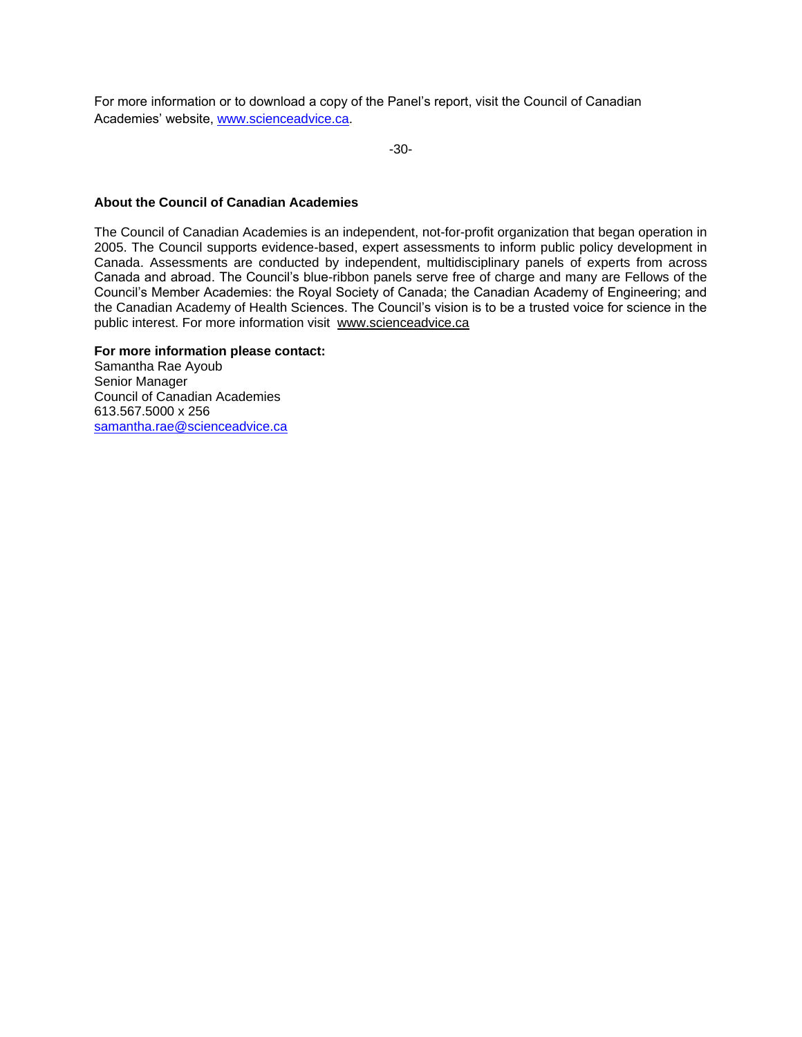For more information or to download a copy of the Panel's report, visit the Council of Canadian Academies' website, www.scienceadvice.ca.

-30-

**About the Council of Canadian Academies**

The Council of Canadian Academies is an independent, not-for-profit organization that began operation in 2005. The Council supports evidence-based, expert assessments to inform public policy development in Canada. Assessments are conducted by independent, multidisciplinary panels of experts from across Canada and abroad. The Council's blue-ribbon panels serve free of charge and many are Fellows of the Council's Member Academies: the Royal Society of Canada; the Canadian Academy of Engineering; and the Canadian Academy of Health Sciences. The Council's vision is to be a trusted voice for science in the public interest. For more information visit www.scienceadvice.ca

**For more information please contact:**
Samantha Rae Ayoub
Senior Manager
Council of Canadian Academies
613.567.5000 x 256
samantha.rae@scienceadvice.ca